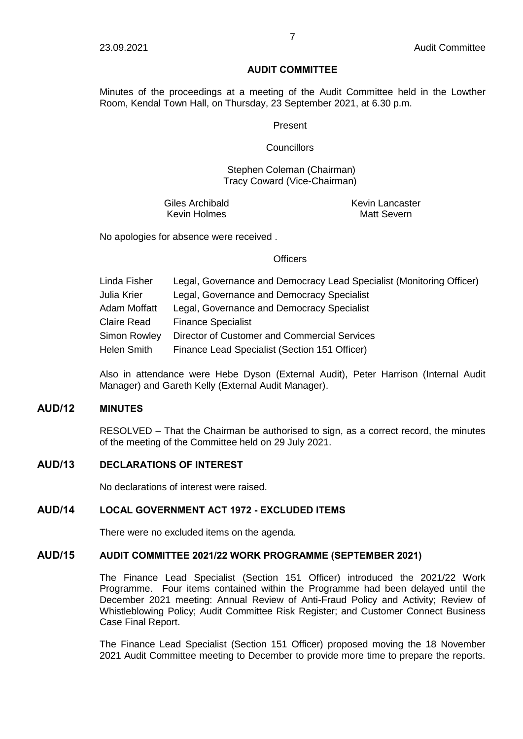# AUDIT COMMITTEE

Minutes of the proceedings at a meeting of the Audit Committee held in the Lowther Room, Kendal Town Hall, on Thursday, 23 September 2021, at 6.30 p.m.

Present

Councillors

Stephen Coleman (Chairman)
Tracy Coward (Vice-Chairman)

Giles Archibald
Kevin Holmes
Kevin Lancaster
Matt Severn

No apologies for absence were received .

Officers

| | |
|---|---|
| Linda Fisher | Legal, Governance and Democracy Lead Specialist (Monitoring Officer) |
| Julia Krier | Legal, Governance and Democracy Specialist |
| Adam Moffatt | Legal, Governance and Democracy Specialist |
| Claire Read | Finance Specialist |
| Simon Rowley | Director of Customer and Commercial Services |
| Helen Smith | Finance Lead Specialist (Section 151 Officer) |

Also in attendance were Hebe Dyson (External Audit), Peter Harrison (Internal Audit Manager) and Gareth Kelly (External Audit Manager).

## AUD/12 MINUTES

RESOLVED – That the Chairman be authorised to sign, as a correct record, the minutes of the meeting of the Committee held on 29 July 2021.

## AUD/13 DECLARATIONS OF INTEREST

No declarations of interest were raised.

## AUD/14 LOCAL GOVERNMENT ACT 1972 - EXCLUDED ITEMS

There were no excluded items on the agenda.

## AUD/15 AUDIT COMMITTEE 2021/22 WORK PROGRAMME (SEPTEMBER 2021)

The Finance Lead Specialist (Section 151 Officer) introduced the 2021/22 Work Programme. Four items contained within the Programme had been delayed until the December 2021 meeting: Annual Review of Anti-Fraud Policy and Activity; Review of Whistleblowing Policy; Audit Committee Risk Register; and Customer Connect Business Case Final Report.

The Finance Lead Specialist (Section 151 Officer) proposed moving the 18 November 2021 Audit Committee meeting to December to provide more time to prepare the reports.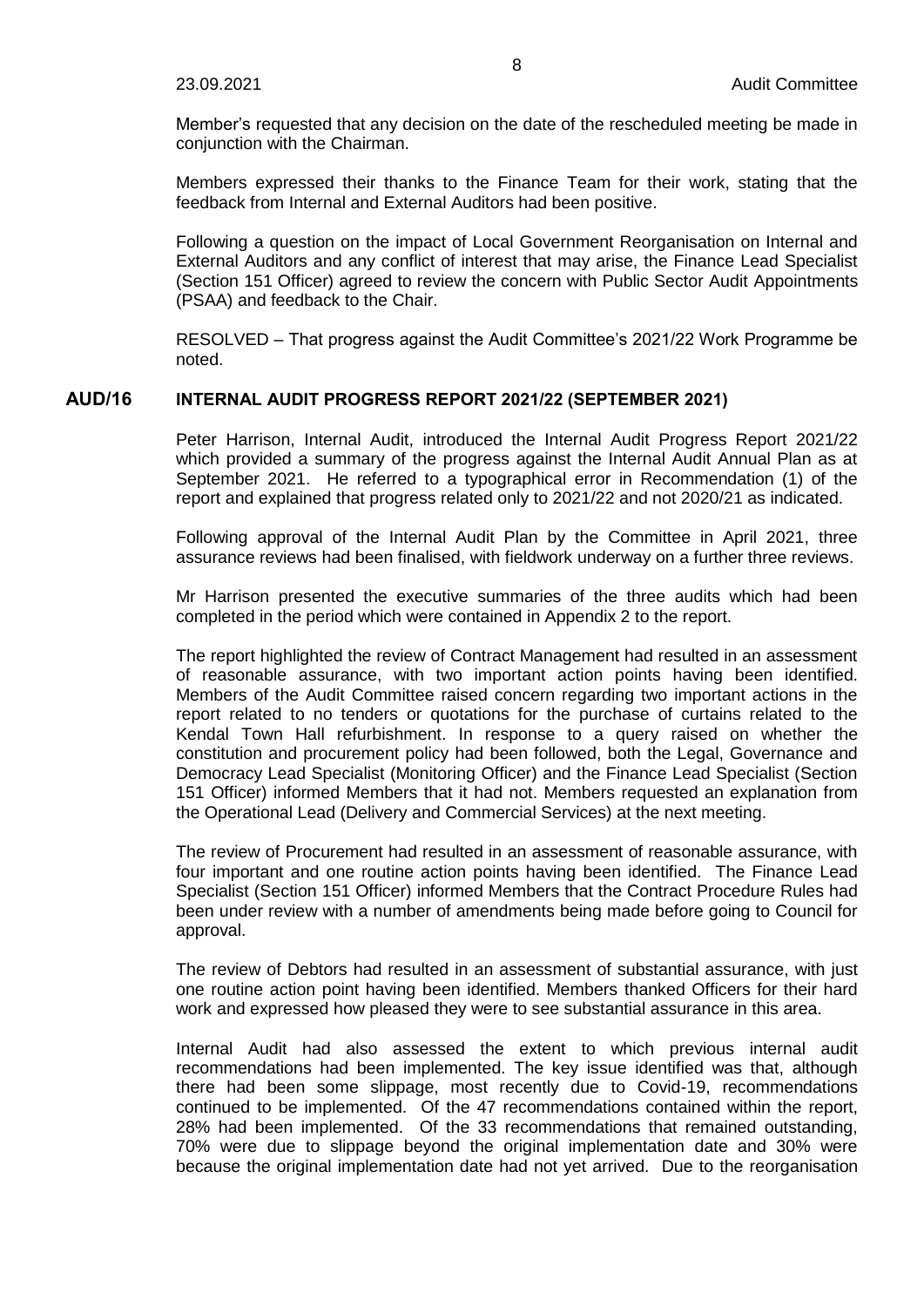Member's requested that any decision on the date of the rescheduled meeting be made in conjunction with the Chairman.

Members expressed their thanks to the Finance Team for their work, stating that the feedback from Internal and External Auditors had been positive.

Following a question on the impact of Local Government Reorganisation on Internal and External Auditors and any conflict of interest that may arise, the Finance Lead Specialist (Section 151 Officer) agreed to review the concern with Public Sector Audit Appointments (PSAA) and feedback to the Chair.

RESOLVED – That progress against the Audit Committee's 2021/22 Work Programme be noted.

## AUD/16 INTERNAL AUDIT PROGRESS REPORT 2021/22 (SEPTEMBER 2021)

Peter Harrison, Internal Audit, introduced the Internal Audit Progress Report 2021/22 which provided a summary of the progress against the Internal Audit Annual Plan as at September 2021. He referred to a typographical error in Recommendation (1) of the report and explained that progress related only to 2021/22 and not 2020/21 as indicated.

Following approval of the Internal Audit Plan by the Committee in April 2021, three assurance reviews had been finalised, with fieldwork underway on a further three reviews.

Mr Harrison presented the executive summaries of the three audits which had been completed in the period which were contained in Appendix 2 to the report.

The report highlighted the review of Contract Management had resulted in an assessment of reasonable assurance, with two important action points having been identified. Members of the Audit Committee raised concern regarding two important actions in the report related to no tenders or quotations for the purchase of curtains related to the Kendal Town Hall refurbishment. In response to a query raised on whether the constitution and procurement policy had been followed, both the Legal, Governance and Democracy Lead Specialist (Monitoring Officer) and the Finance Lead Specialist (Section 151 Officer) informed Members that it had not. Members requested an explanation from the Operational Lead (Delivery and Commercial Services) at the next meeting.

The review of Procurement had resulted in an assessment of reasonable assurance, with four important and one routine action points having been identified. The Finance Lead Specialist (Section 151 Officer) informed Members that the Contract Procedure Rules had been under review with a number of amendments being made before going to Council for approval.

The review of Debtors had resulted in an assessment of substantial assurance, with just one routine action point having been identified. Members thanked Officers for their hard work and expressed how pleased they were to see substantial assurance in this area.

Internal Audit had also assessed the extent to which previous internal audit recommendations had been implemented. The key issue identified was that, although there had been some slippage, most recently due to Covid-19, recommendations continued to be implemented. Of the 47 recommendations contained within the report, 28% had been implemented. Of the 33 recommendations that remained outstanding, 70% were due to slippage beyond the original implementation date and 30% were because the original implementation date had not yet arrived. Due to the reorganisation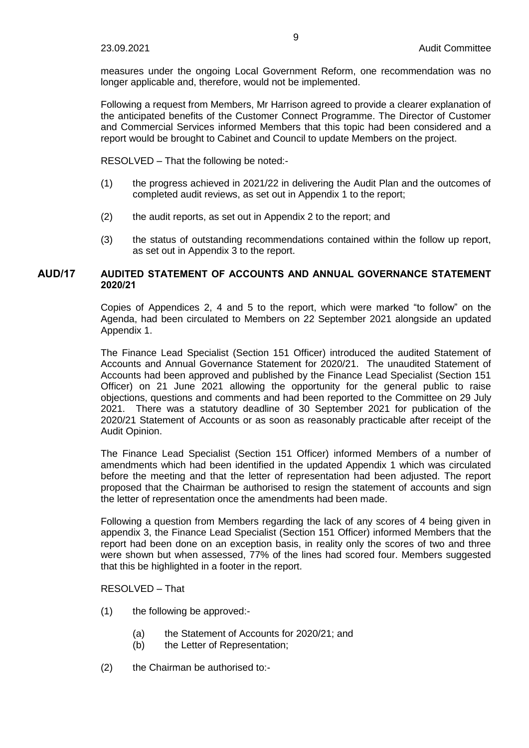measures under the ongoing Local Government Reform, one recommendation was no longer applicable and, therefore, would not be implemented.

Following a request from Members, Mr Harrison agreed to provide a clearer explanation of the anticipated benefits of the Customer Connect Programme. The Director of Customer and Commercial Services informed Members that this topic had been considered and a report would be brought to Cabinet and Council to update Members on the project.

RESOLVED – That the following be noted:-

(1) the progress achieved in 2021/22 in delivering the Audit Plan and the outcomes of completed audit reviews, as set out in Appendix 1 to the report;

(2) the audit reports, as set out in Appendix 2 to the report; and

(3) the status of outstanding recommendations contained within the follow up report, as set out in Appendix 3 to the report.

## AUD/17 AUDITED STATEMENT OF ACCOUNTS AND ANNUAL GOVERNANCE STATEMENT 2020/21

Copies of Appendices 2, 4 and 5 to the report, which were marked "to follow" on the Agenda, had been circulated to Members on 22 September 2021 alongside an updated Appendix 1.

The Finance Lead Specialist (Section 151 Officer) introduced the audited Statement of Accounts and Annual Governance Statement for 2020/21. The unaudited Statement of Accounts had been approved and published by the Finance Lead Specialist (Section 151 Officer) on 21 June 2021 allowing the opportunity for the general public to raise objections, questions and comments and had been reported to the Committee on 29 July 2021. There was a statutory deadline of 30 September 2021 for publication of the 2020/21 Statement of Accounts or as soon as reasonably practicable after receipt of the Audit Opinion.

The Finance Lead Specialist (Section 151 Officer) informed Members of a number of amendments which had been identified in the updated Appendix 1 which was circulated before the meeting and that the letter of representation had been adjusted. The report proposed that the Chairman be authorised to resign the statement of accounts and sign the letter of representation once the amendments had been made.

Following a question from Members regarding the lack of any scores of 4 being given in appendix 3, the Finance Lead Specialist (Section 151 Officer) informed Members that the report had been done on an exception basis, in reality only the scores of two and three were shown but when assessed, 77% of the lines had scored four. Members suggested that this be highlighted in a footer in the report.

RESOLVED – That

(1) the following be approved:-

  (a) the Statement of Accounts for 2020/21; and
  (b) the Letter of Representation;

(2) the Chairman be authorised to:-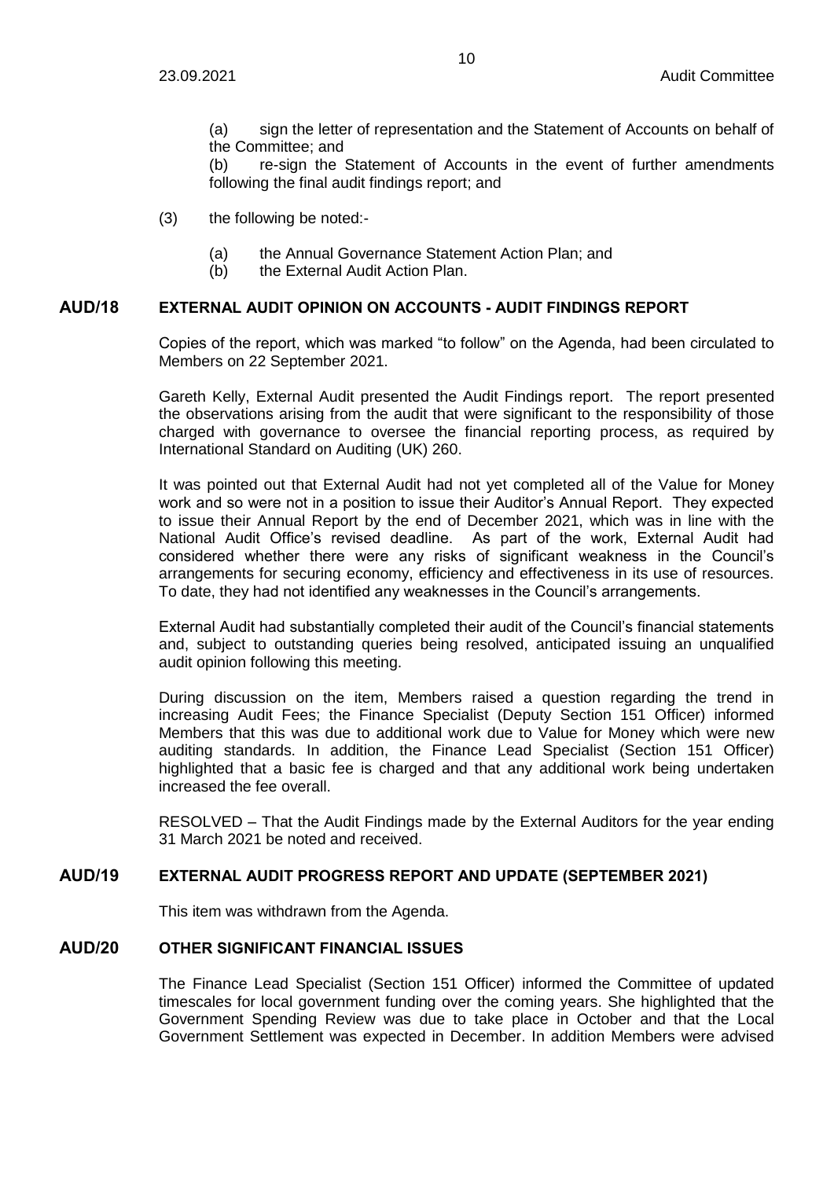(a) sign the letter of representation and the Statement of Accounts on behalf of the Committee; and

(b) re-sign the Statement of Accounts in the event of further amendments following the final audit findings report; and

(3) the following be noted:-

(a) the Annual Governance Statement Action Plan; and
(b) the External Audit Action Plan.

## AUD/18 EXTERNAL AUDIT OPINION ON ACCOUNTS - AUDIT FINDINGS REPORT

Copies of the report, which was marked "to follow" on the Agenda, had been circulated to Members on 22 September 2021.

Gareth Kelly, External Audit presented the Audit Findings report. The report presented the observations arising from the audit that were significant to the responsibility of those charged with governance to oversee the financial reporting process, as required by International Standard on Auditing (UK) 260.

It was pointed out that External Audit had not yet completed all of the Value for Money work and so were not in a position to issue their Auditor's Annual Report. They expected to issue their Annual Report by the end of December 2021, which was in line with the National Audit Office's revised deadline. As part of the work, External Audit had considered whether there were any risks of significant weakness in the Council's arrangements for securing economy, efficiency and effectiveness in its use of resources. To date, they had not identified any weaknesses in the Council's arrangements.

External Audit had substantially completed their audit of the Council's financial statements and, subject to outstanding queries being resolved, anticipated issuing an unqualified audit opinion following this meeting.

During discussion on the item, Members raised a question regarding the trend in increasing Audit Fees; the Finance Specialist (Deputy Section 151 Officer) informed Members that this was due to additional work due to Value for Money which were new auditing standards. In addition, the Finance Lead Specialist (Section 151 Officer) highlighted that a basic fee is charged and that any additional work being undertaken increased the fee overall.

RESOLVED – That the Audit Findings made by the External Auditors for the year ending 31 March 2021 be noted and received.

## AUD/19 EXTERNAL AUDIT PROGRESS REPORT AND UPDATE (SEPTEMBER 2021)

This item was withdrawn from the Agenda.

## AUD/20 OTHER SIGNIFICANT FINANCIAL ISSUES

The Finance Lead Specialist (Section 151 Officer) informed the Committee of updated timescales for local government funding over the coming years. She highlighted that the Government Spending Review was due to take place in October and that the Local Government Settlement was expected in December. In addition Members were advised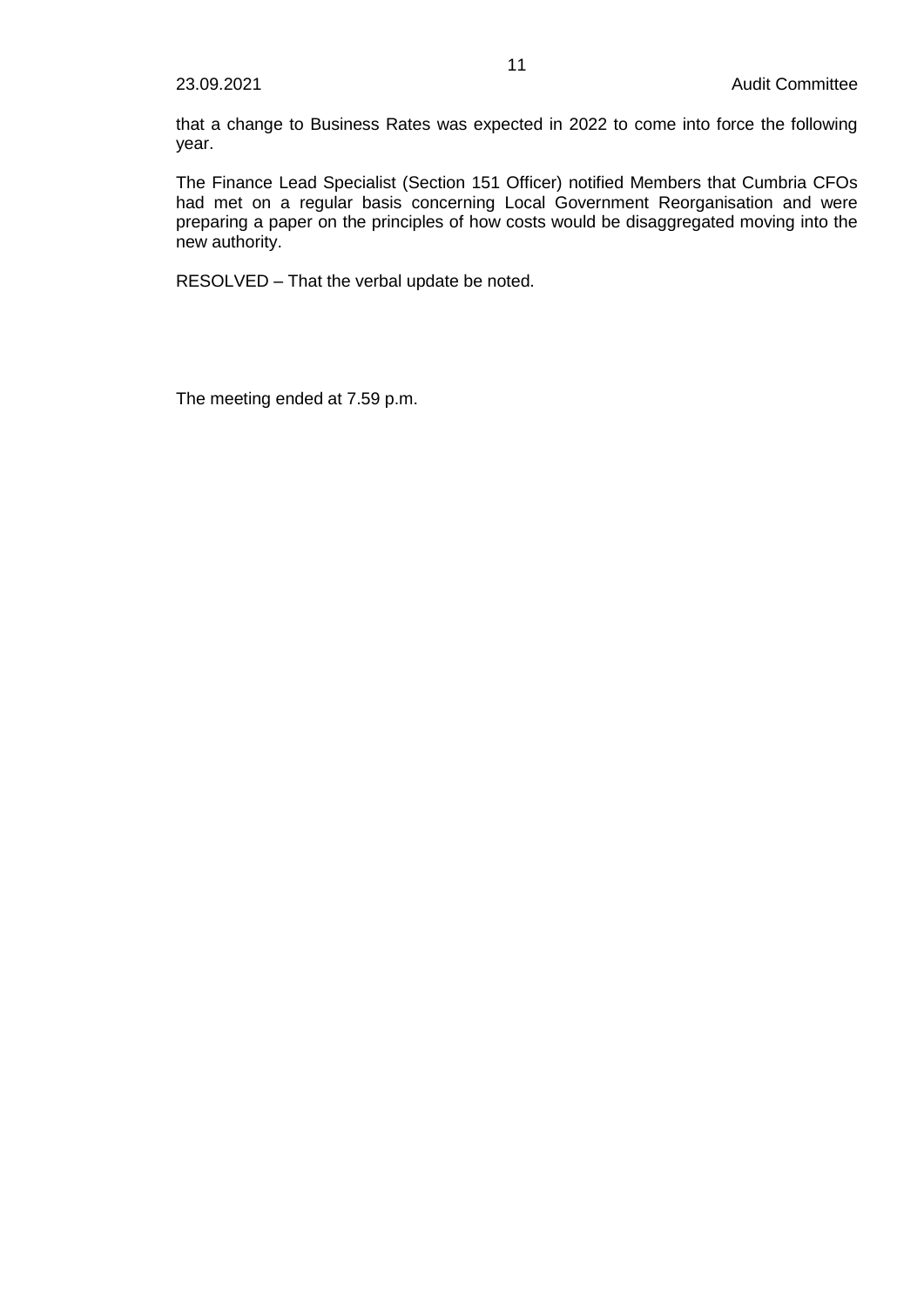that a change to Business Rates was expected in 2022 to come into force the following year.

The Finance Lead Specialist (Section 151 Officer) notified Members that Cumbria CFOs had met on a regular basis concerning Local Government Reorganisation and were preparing a paper on the principles of how costs would be disaggregated moving into the new authority.

RESOLVED – That the verbal update be noted.

The meeting ended at 7.59 p.m.